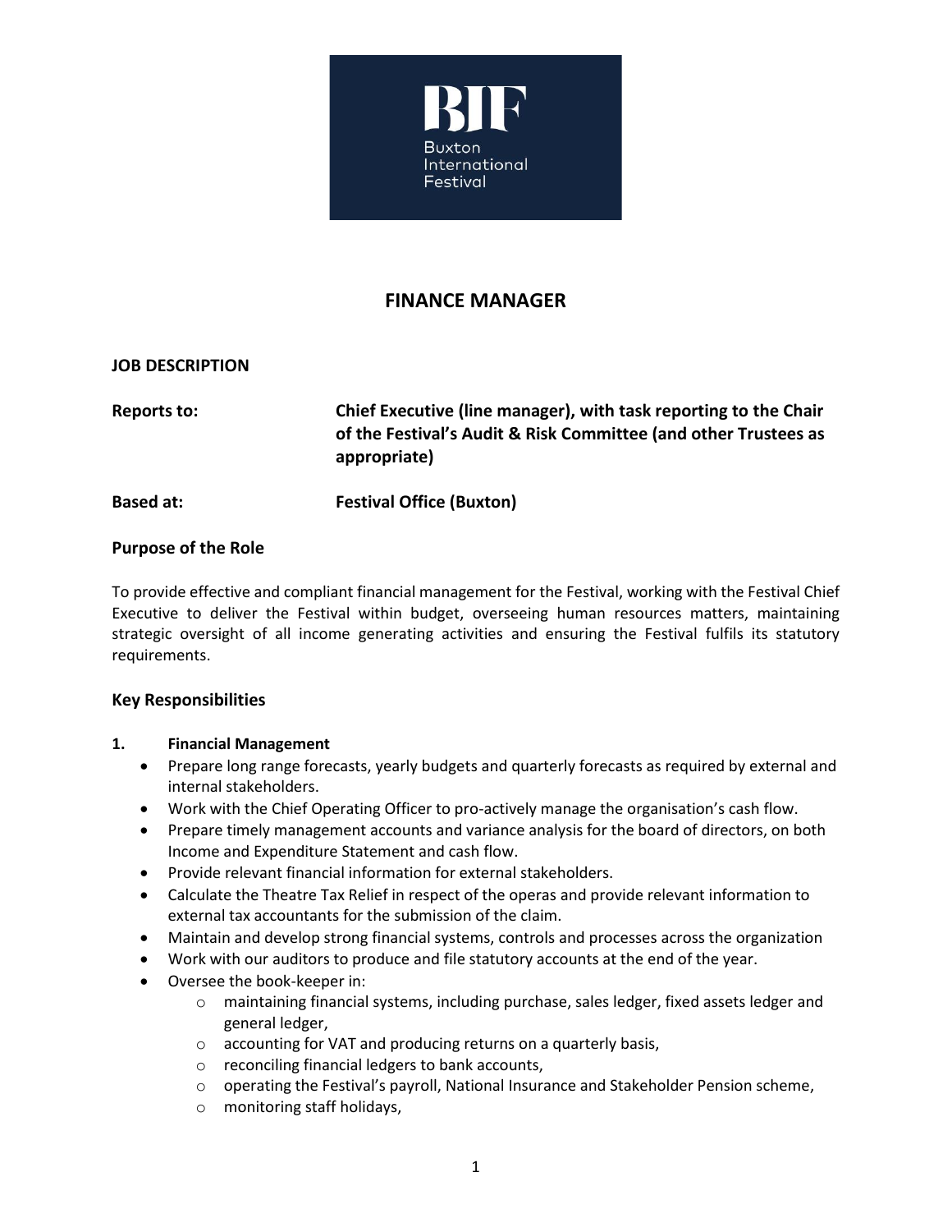# FINANCE MANAGER

**JOB DESCRIPTION**

**Reports to:** **Chief Executive (line manager), with task reporting to the Chair of the Festival's Audit & Risk Committee (and other Trustees as appropriate)**

**Based at:** **Festival Office (Buxton)**

## Purpose of the Role

To provide effective and compliant financial management for the Festival, working with the Festival Chief Executive to deliver the Festival within budget, overseeing human resources matters, maintaining strategic oversight of all income generating activities and ensuring the Festival fulfils its statutory requirements.

## Key Responsibilities

### 1. Financial Management

- Prepare long range forecasts, yearly budgets and quarterly forecasts as required by external and internal stakeholders.
- Work with the Chief Operating Officer to pro-actively manage the organisation's cash flow.
- Prepare timely management accounts and variance analysis for the board of directors, on both Income and Expenditure Statement and cash flow.
- Provide relevant financial information for external stakeholders.
- Calculate the Theatre Tax Relief in respect of the operas and provide relevant information to external tax accountants for the submission of the claim.
- Maintain and develop strong financial systems, controls and processes across the organization
- Work with our auditors to produce and file statutory accounts at the end of the year.
- Oversee the book-keeper in:
  - maintaining financial systems, including purchase, sales ledger, fixed assets ledger and general ledger,
  - accounting for VAT and producing returns on a quarterly basis,
  - reconciling financial ledgers to bank accounts,
  - operating the Festival's payroll, National Insurance and Stakeholder Pension scheme,
  - monitoring staff holidays,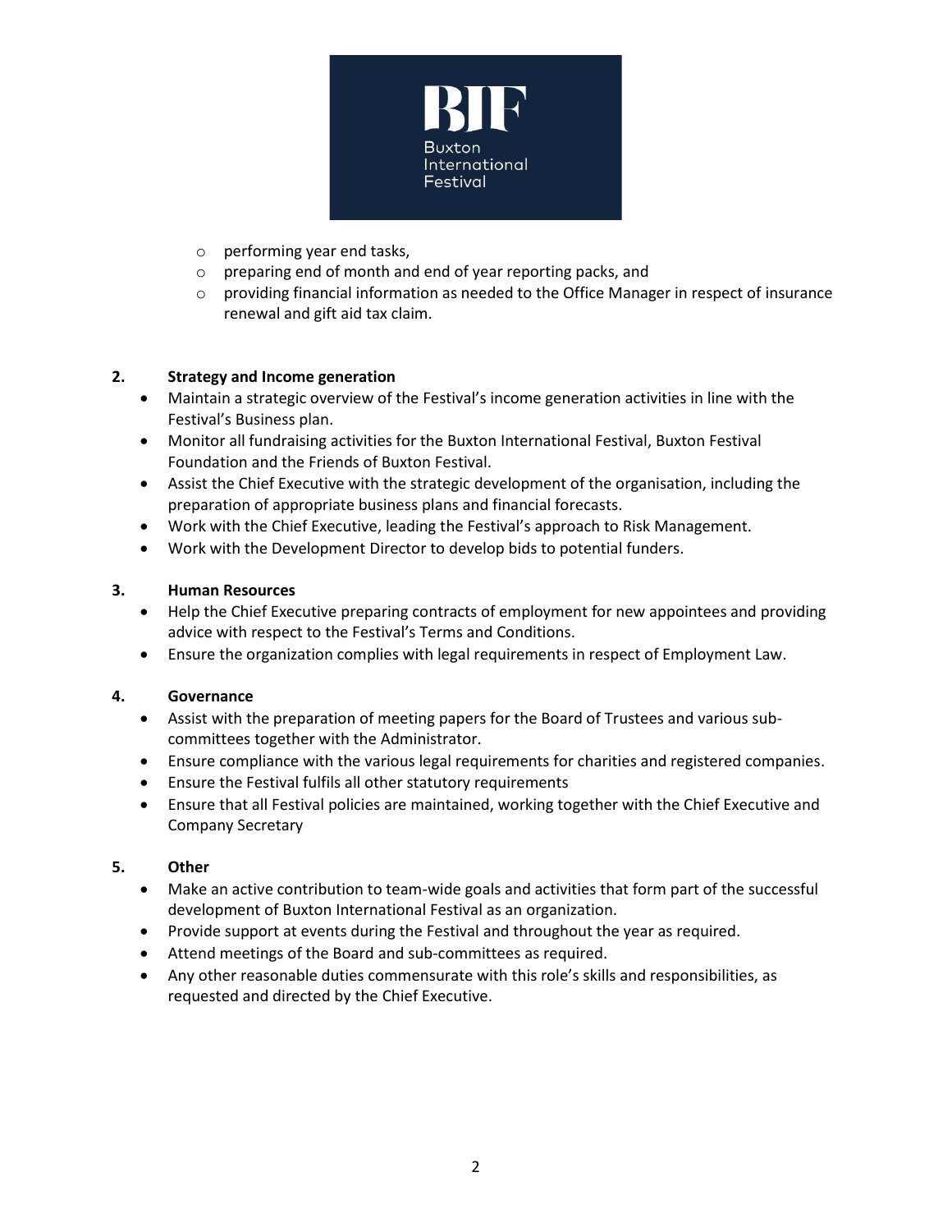- performing year end tasks,
- preparing end of month and end of year reporting packs, and
- providing financial information as needed to the Office Manager in respect of insurance renewal and gift aid tax claim.

**2. Strategy and Income generation**

- Maintain a strategic overview of the Festival's income generation activities in line with the Festival's Business plan.
- Monitor all fundraising activities for the Buxton International Festival, Buxton Festival Foundation and the Friends of Buxton Festival.
- Assist the Chief Executive with the strategic development of the organisation, including the preparation of appropriate business plans and financial forecasts.
- Work with the Chief Executive, leading the Festival's approach to Risk Management.
- Work with the Development Director to develop bids to potential funders.

**3. Human Resources**

- Help the Chief Executive preparing contracts of employment for new appointees and providing advice with respect to the Festival's Terms and Conditions.
- Ensure the organization complies with legal requirements in respect of Employment Law.

**4. Governance**

- Assist with the preparation of meeting papers for the Board of Trustees and various sub-committees together with the Administrator.
- Ensure compliance with the various legal requirements for charities and registered companies.
- Ensure the Festival fulfils all other statutory requirements
- Ensure that all Festival policies are maintained, working together with the Chief Executive and Company Secretary

**5. Other**

- Make an active contribution to team-wide goals and activities that form part of the successful development of Buxton International Festival as an organization.
- Provide support at events during the Festival and throughout the year as required.
- Attend meetings of the Board and sub-committees as required.
- Any other reasonable duties commensurate with this role's skills and responsibilities, as requested and directed by the Chief Executive.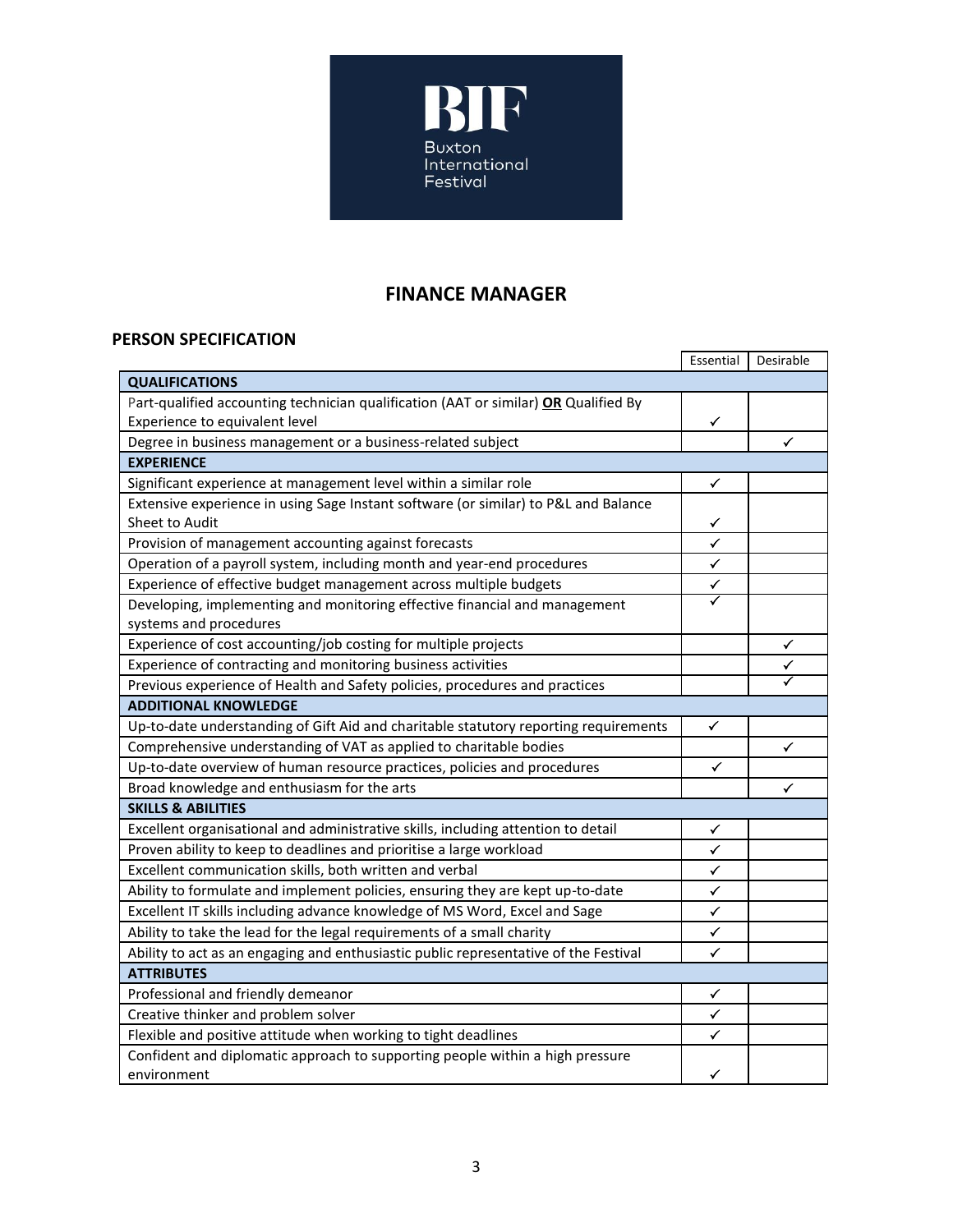## FINANCE MANAGER

### PERSON SPECIFICATION

| | Essential | Desirable |
|---|---|---|
| **QUALIFICATIONS** | | |
| Part-qualified accounting technician qualification (AAT or similar) **OR** Qualified By Experience to equivalent level | ✓ | |
| Degree in business management or a business-related subject | | ✓ |
| **EXPERIENCE** | | |
| Significant experience at management level within a similar role | ✓ | |
| Extensive experience in using Sage Instant software (or similar) to P&L and Balance Sheet to Audit | ✓ | |
| Provision of management accounting against forecasts | ✓ | |
| Operation of a payroll system, including month and year-end procedures | ✓ | |
| Experience of effective budget management across multiple budgets | ✓ | |
| Developing, implementing and monitoring effective financial and management systems and procedures | ✓ | |
| Experience of cost accounting/job costing for multiple projects | | ✓ |
| Experience of contracting and monitoring business activities | | ✓ |
| Previous experience of Health and Safety policies, procedures and practices | | ✓ |
| **ADDITIONAL KNOWLEDGE** | | |
| Up-to-date understanding of Gift Aid and charitable statutory reporting requirements | ✓ | |
| Comprehensive understanding of VAT as applied to charitable bodies | | ✓ |
| Up-to-date overview of human resource practices, policies and procedures | ✓ | |
| Broad knowledge and enthusiasm for the arts | | ✓ |
| **SKILLS & ABILITIES** | | |
| Excellent organisational and administrative skills, including attention to detail | ✓ | |
| Proven ability to keep to deadlines and prioritise a large workload | ✓ | |
| Excellent communication skills, both written and verbal | ✓ | |
| Ability to formulate and implement policies, ensuring they are kept up-to-date | ✓ | |
| Excellent IT skills including advance knowledge of MS Word, Excel and Sage | ✓ | |
| Ability to take the lead for the legal requirements of a small charity | ✓ | |
| Ability to act as an engaging and enthusiastic public representative of the Festival | ✓ | |
| **ATTRIBUTES** | | |
| Professional and friendly demeanor | ✓ | |
| Creative thinker and problem solver | ✓ | |
| Flexible and positive attitude when working to tight deadlines | ✓ | |
| Confident and diplomatic approach to supporting people within a high pressure environment | ✓ | |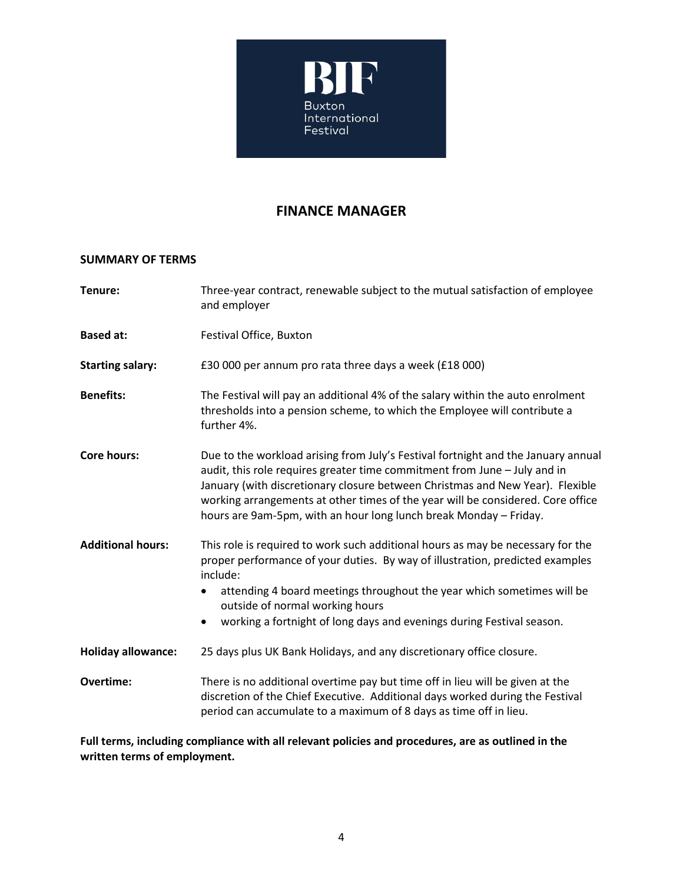# FINANCE MANAGER

**SUMMARY OF TERMS**

**Tenure:** Three-year contract, renewable subject to the mutual satisfaction of employee and employer

**Based at:** Festival Office, Buxton

**Starting salary:** £30 000 per annum pro rata three days a week (£18 000)

**Benefits:** The Festival will pay an additional 4% of the salary within the auto enrolment thresholds into a pension scheme, to which the Employee will contribute a further 4%.

**Core hours:** Due to the workload arising from July's Festival fortnight and the January annual audit, this role requires greater time commitment from June – July and in January (with discretionary closure between Christmas and New Year). Flexible working arrangements at other times of the year will be considered. Core office hours are 9am-5pm, with an hour long lunch break Monday – Friday.

**Additional hours:** This role is required to work such additional hours as may be necessary for the proper performance of your duties. By way of illustration, predicted examples include:

- attending 4 board meetings throughout the year which sometimes will be outside of normal working hours
- working a fortnight of long days and evenings during Festival season.

**Holiday allowance:** 25 days plus UK Bank Holidays, and any discretionary office closure.

**Overtime:** There is no additional overtime pay but time off in lieu will be given at the discretion of the Chief Executive. Additional days worked during the Festival period can accumulate to a maximum of 8 days as time off in lieu.

**Full terms, including compliance with all relevant policies and procedures, are as outlined in the written terms of employment.**